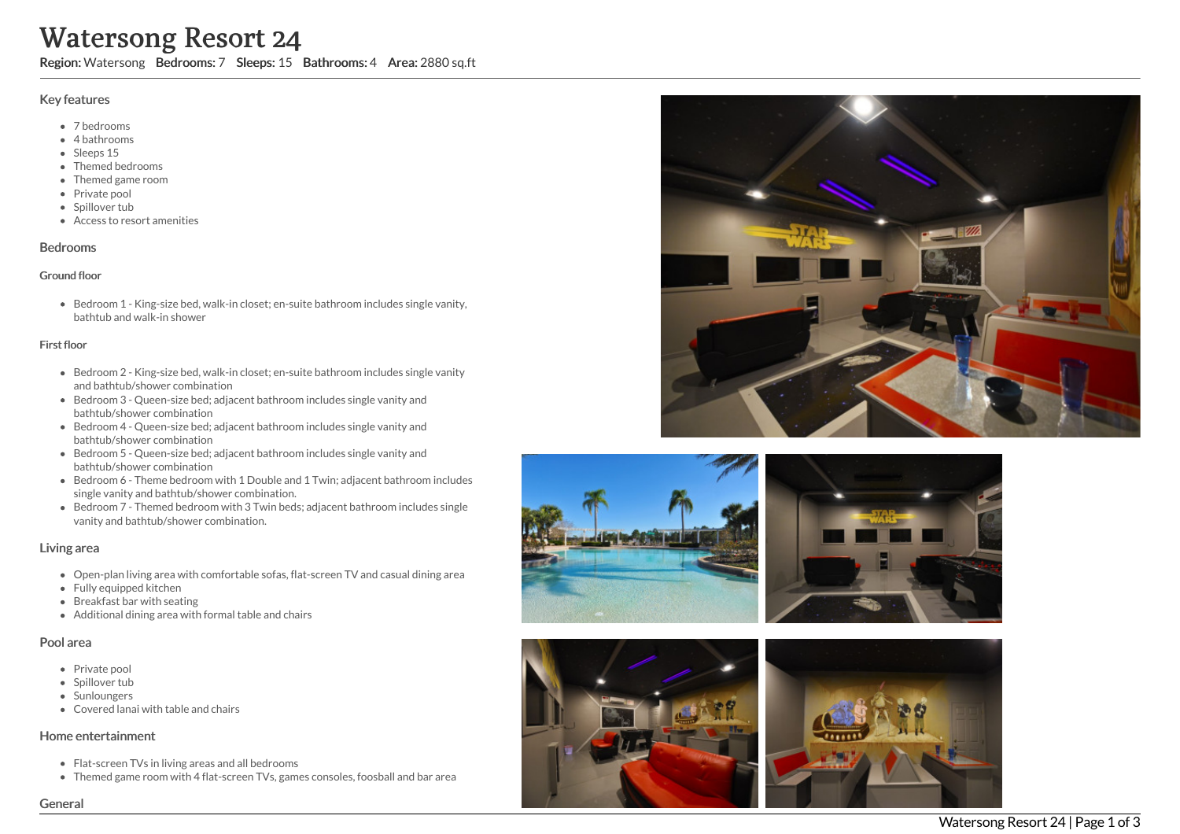# Watersong Resort 24

**Region:** Watersong **Bedrooms:** 7 **Sleeps:** 15 **Bathrooms:** 4 **Area:** 2880 sq.ft

## Key features

- 7 bedrooms
- 4 bathrooms
- Sleeps 15
- Themed bedrooms
- Themed game room
- Private pool
- Spillover tub
- Access to resort amenities

## Bedrooms

### Ground floor

- Bedroom 1 - King-size bed, walk-in closet; en-suite bathroom includes single vanity, bathtub and walk-in shower

### First floor

- Bedroom 2 - King-size bed, walk-in closet; en-suite bathroom includes single vanity and bathtub/shower combination
- Bedroom 3 - Queen-size bed; adjacent bathroom includes single vanity and bathtub/shower combination
- Bedroom 4 - Queen-size bed; adjacent bathroom includes single vanity and bathtub/shower combination
- Bedroom 5 - Queen-size bed; adjacent bathroom includes single vanity and bathtub/shower combination
- Bedroom 6 - Theme bedroom with 1 Double and 1 Twin; adjacent bathroom includes single vanity and bathtub/shower combination.
- Bedroom 7 - Themed bedroom with 3 Twin beds; adjacent bathroom includes single vanity and bathtub/shower combination.

## Living area

- Open-plan living area with comfortable sofas, flat-screen TV and casual dining area
- Fully equipped kitchen
- Breakfast bar with seating
- Additional dining area with formal table and chairs

## Pool area

- Private pool
- Spillover tub
- Sunloungers
- Covered lanai with table and chairs

## Home entertainment

- Flat-screen TVs in living areas and all bedrooms
- Themed game room with 4 flat-screen TVs, games consoles, foosball and bar area

## General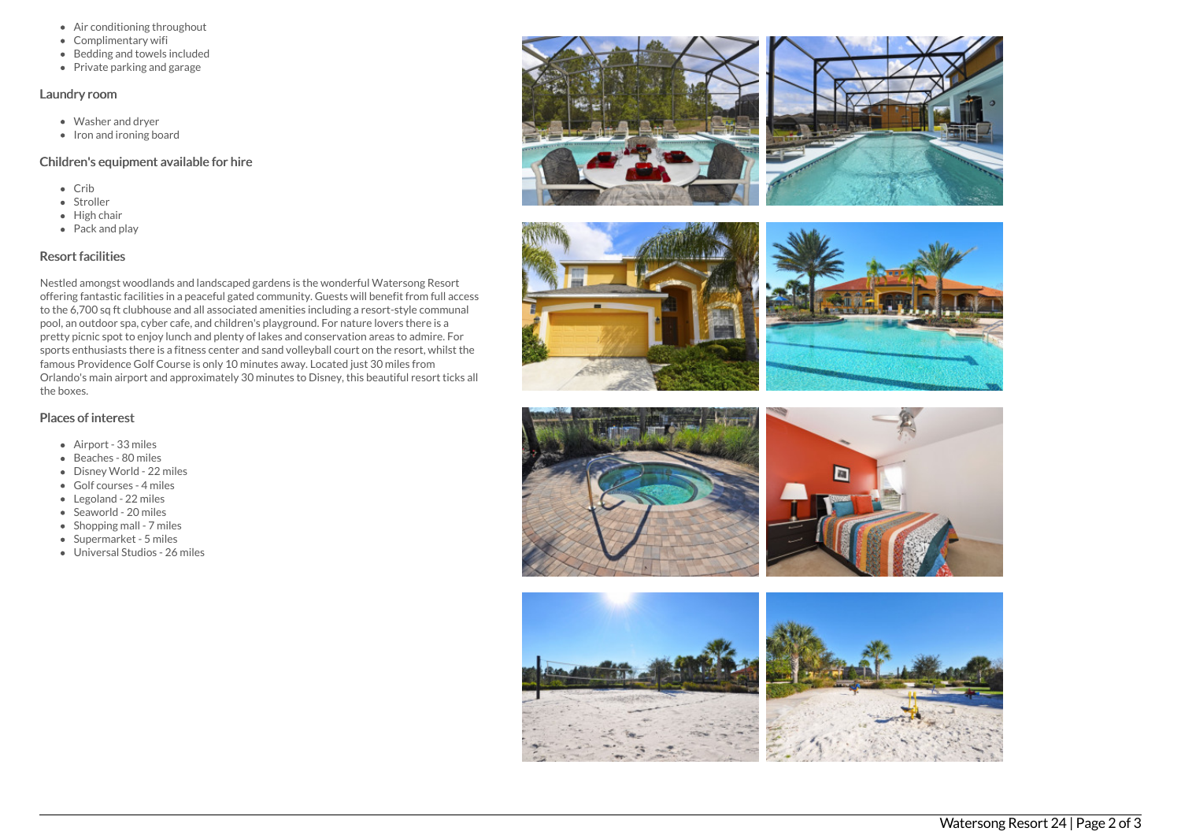- Air conditioning throughout
- Complimentary wifi
- Bedding and towels included
- Private parking and garage

### Laundry room

- Washer and dryer
- Iron and ironing board

### Children's equipment available for hire

- Crib
- Stroller
- High chair
- Pack and play

### Resort facilities

Nestled amongst woodlands and landscaped gardens is the wonderful Watersong Resort offering fantastic facilities in a peaceful gated community. Guests will benefit from full access to the 6,700 sq ft clubhouse and all associated amenities including a resort-style communal pool, an outdoor spa, cyber cafe, and children's playground. For nature lovers there is a pretty picnic spot to enjoy lunch and plenty of lakes and conservation areas to admire. For sports enthusiasts there is a fitness center and sand volleyball court on the resort, whilst the famous Providence Golf Course is only 10 minutes away. Located just 30 miles from Orlando's main airport and approximately 30 minutes to Disney, this beautiful resort ticks all the boxes.

### Places of interest

- Airport - 33 miles
- Beaches - 80 miles
- Disney World - 22 miles
- Golf courses - 4 miles
- Legoland - 22 miles
- Seaworld - 20 miles
- Shopping mall - 7 miles
- Supermarket - 5 miles
- Universal Studios - 26 miles